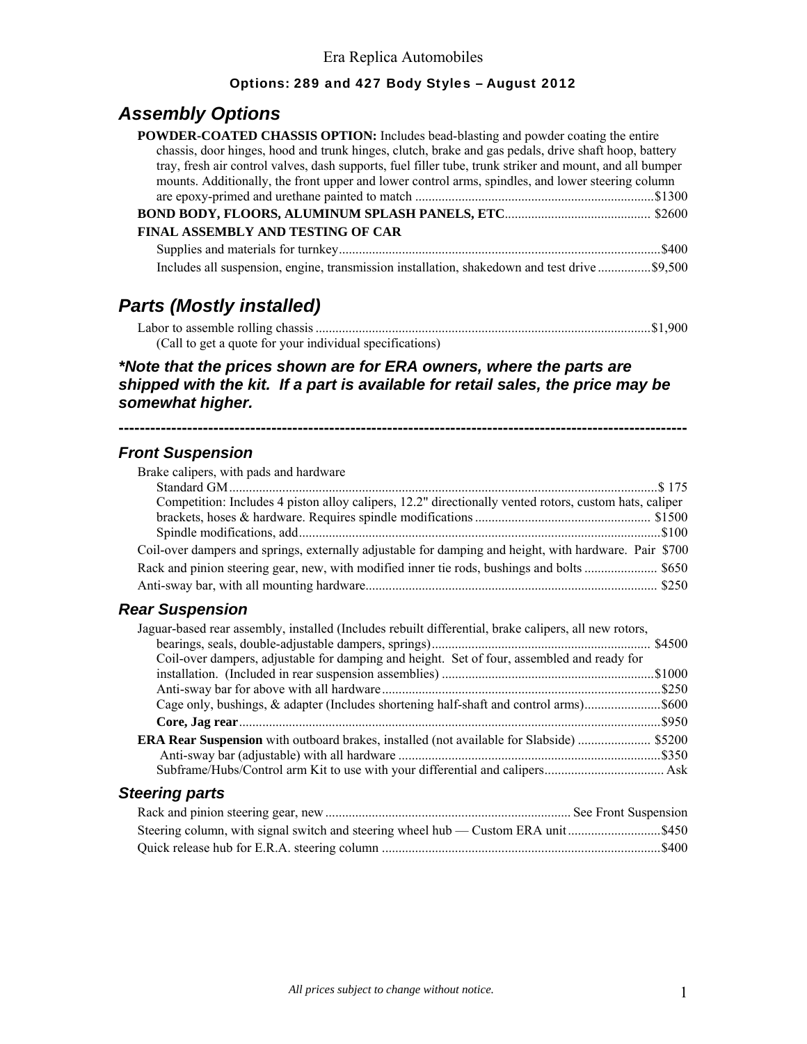Era Replica Automobiles

**Options: 289 and 427 Body Styles – August 2012**

## *Assembly Options*

**POWDER-COATED CHASSIS OPTION:** Includes bead-blasting and powder coating the entire chassis, door hinges, hood and trunk hinges, clutch, brake and gas pedals, drive shaft hoop, battery tray, fresh air control valves, dash supports, fuel filler tube, trunk striker and mount, and all bumper mounts. Additionally, the front upper and lower control arms, spindles, and lower steering column are epoxy-primed and urethane painted to match ........................................................................$1300

**BOND BODY, FLOORS, ALUMINUM SPLASH PANELS, ETC**........................................... $2600

**FINAL ASSEMBLY AND TESTING OF CAR**

- Supplies and materials for turnkey.................................................................................................$400
- Includes all suspension, engine, transmission installation, shakedown and test drive ................$9,500

## *Parts (Mostly installed)*

Labor to assemble rolling chassis ....................................................................................................$1,900
(Call to get a quote for your individual specifications)

***\*Note that the prices shown are for ERA owners, where the parts are shipped with the kit. If a part is available for retail sales, the price may be somewhat higher.***

---

### *Front Suspension*

Brake calipers, with pads and hardware

- Standard GM................................................................................................................................$ 175
- Competition: Includes 4 piston alloy calipers, 12.2" directionally vented rotors, custom hats, caliper brackets, hoses & hardware. Requires spindle modifications .................................................... $1500
- Spindle modifications, add............................................................................................................$100

Coil-over dampers and springs, externally adjustable for damping and height, with hardware. Pair $700

Rack and pinion steering gear, new, with modified inner tie rods, bushings and bolts ...................... $650

Anti-sway bar, with all mounting hardware....................................................................................... $250

### *Rear Suspension*

Jaguar-based rear assembly, installed (Includes rebuilt differential, brake calipers, all new rotors, bearings, seals, double-adjustable dampers, springs)................................................................. $4500

- Coil-over dampers, adjustable for damping and height. Set of four, assembled and ready for installation. (Included in rear suspension assemblies) ...............................................................$1000
- Anti-sway bar for above with all hardware...................................................................................$250
- Cage only, bushings, & adapter (Includes shortening half-shaft and control arms).......................$600
- **Core, Jag rear**.............................................................................................................................$950

**ERA Rear Suspension** with outboard brakes, installed (not available for Slabside) ...................... $5200

- Anti-sway bar (adjustable) with all hardware ..............................................................................$350
- Subframe/Hubs/Control arm Kit to use with your differential and calipers.................................... Ask

### *Steering parts*

Rack and pinion steering gear, new ......................................................................... See Front Suspension

Steering column, with signal switch and steering wheel hub — Custom ERA unit............................$450

Quick release hub for E.R.A. steering column ...................................................................................$400

*All prices subject to change without notice.*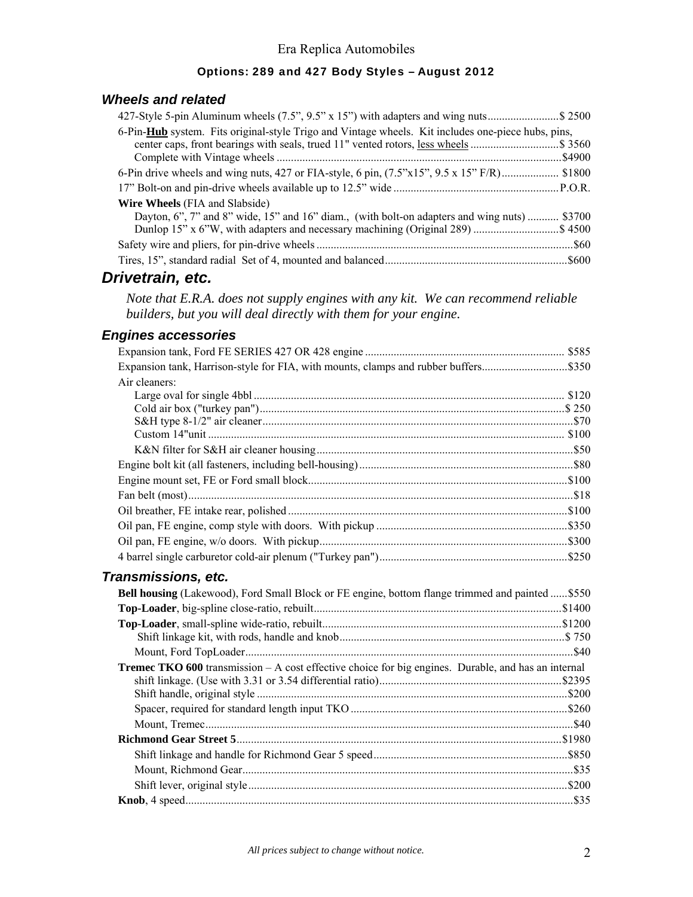Era Replica Automobiles

**Options: 289 and 427 Body Styles – August 2012**

### *Wheels and related*

427-Style 5-pin Aluminum wheels (7.5", 9.5" x 15") with adapters and wing nuts.........................$ 2500

6-Pin-**Hub** system. Fits original-style Trigo and Vintage wheels. Kit includes one-piece hubs, pins, center caps, front bearings with seals, trued 11" vented rotors, less wheels ...............................$ 3560
 Complete with Vintage wheels ...................................................................................................$4900

6-Pin drive wheels and wing nuts, 427 or FIA-style, 6 pin, (7.5"x15", 9.5 x 15" F/R).................... $1800

17" Bolt-on and pin-drive wheels available up to 12.5" wide .........................................................P.O.R.

**Wire Wheels** (FIA and Slabside)
 Dayton, 6", 7" and 8" wide, 15" and 16" diam., (with bolt-on adapters and wing nuts) ........... $3700
 Dunlop 15" x 6"W, with adapters and necessary machining (Original 289) .............................$ 4500

Safety wire and pliers, for pin-drive wheels .........................................................................................$60

Tires, 15", standard radial Set of 4, mounted and balanced...............................................................$600

## *Drivetrain, etc.*

*Note that E.R.A. does not supply engines with any kit. We can recommend reliable builders, but you will deal directly with them for your engine.*

### *Engines accessories*

Expansion tank, Ford FE SERIES 427 OR 428 engine ..................................................................... $585

Expansion tank, Harrison-style for FIA, with mounts, clamps and rubber buffers.............................$350

Air cleaners:
 Large oval for single 4bbl ........................................................................................................... $120
 Cold air box ("turkey pan").........................................................................................................$ 250
 S&H type 8-1/2" air cleaner..........................................................................................................$70
 Custom 14"unit ........................................................................................................................... $100
 K&N filter for S&H air cleaner housing........................................................................................$50

Engine bolt kit (all fasteners, including bell-housing)..........................................................................$80

Engine mount set, FE or Ford small block..........................................................................................$100

Fan belt (most).....................................................................................................................................$18

Oil breather, FE intake rear, polished................................................................................................$100

Oil pan, FE engine, comp style with doors. With pickup ..................................................................$350

Oil pan, FE engine, w/o doors. With pickup......................................................................................$300

4 barrel single carburetor cold-air plenum ("Turkey pan").................................................................$250

### *Transmissions, etc.*

**Bell housing** (Lakewood), Ford Small Block or FE engine, bottom flange trimmed and painted ......$550

**Top-Loader**, big-spline close-ratio, rebuilt......................................................................................$1400

**Top-Loader**, small-spline wide-ratio, rebuilt...................................................................................$1200
 Shift linkage kit, with rods, handle and knob.............................................................................$ 750
 Mount, Ford TopLoader.................................................................................................................$40

**Tremec TKO 600** transmission – A cost effective choice for big engines. Durable, and has an internal shift linkage. (Use with 3.31 or 3.54 differential ratio)................................................................$2395
 Shift handle, original style ...........................................................................................................$200
 Spacer, required for standard length input TKO ...........................................................................$260
 Mount, Tremec...............................................................................................................................$40

**Richmond Gear Street 5**.................................................................................................................$1980
 Shift linkage and handle for Richmond Gear 5 speed..................................................................$850
 Mount, Richmond Gear..................................................................................................................$35
 Shift lever, original style...............................................................................................................$200

**Knob**, 4 speed......................................................................................................................................$35

*All prices subject to change without notice.*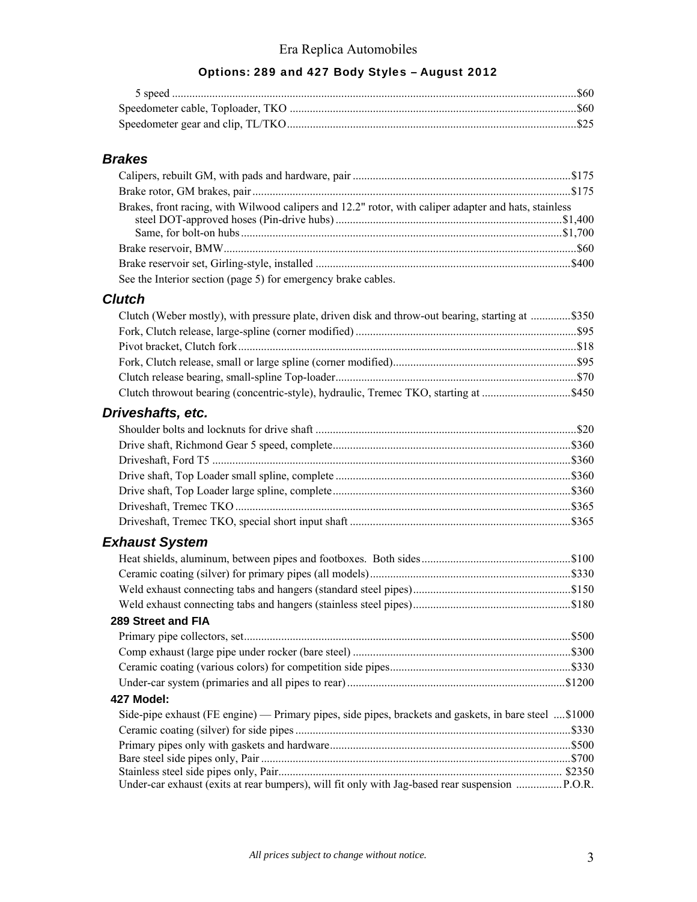5 speed ... $60
Speedometer cable, Toploader, TKO ... $60
Speedometer gear and clip, TL/TKO ... $25

## *Brakes*

| Item | Price |
|---|---|
| Calipers, rebuilt GM, with pads and hardware, pair | $175 |
| Brake rotor, GM brakes, pair | $175 |
| Brakes, front racing, with Wilwood calipers and 12.2" rotor, with caliper adapter and hats, stainless steel DOT-approved hoses (Pin-drive hubs) | $1,400 |
| Same, for bolt-on hubs | $1,700 |
| Brake reservoir, BMW | $60 |
| Brake reservoir set, Girling-style, installed | $400 |

See the Interior section (page 5) for emergency brake cables.

## *Clutch*

| Item | Price |
|---|---|
| Clutch (Weber mostly), with pressure plate, driven disk and throw-out bearing, starting at | $350 |
| Fork, Clutch release, large-spline (corner modified) | $95 |
| Pivot bracket, Clutch fork | $18 |
| Fork, Clutch release, small or large spline (corner modified) | $95 |
| Clutch release bearing, small-spline Top-loader | $70 |
| Clutch throwout bearing (concentric-style), hydraulic, Tremec TKO, starting at | $450 |

## *Driveshafts, etc.*

| Item | Price |
|---|---|
| Shoulder bolts and locknuts for drive shaft | $20 |
| Drive shaft, Richmond Gear 5 speed, complete | $360 |
| Driveshaft, Ford T5 | $360 |
| Drive shaft, Top Loader small spline, complete | $360 |
| Drive shaft, Top Loader large spline, complete | $360 |
| Driveshaft, Tremec TKO | $365 |
| Driveshaft, Tremec TKO, special short input shaft | $365 |

## *Exhaust System*

| Item | Price |
|---|---|
| Heat shields, aluminum, between pipes and footboxes. Both sides | $100 |
| Ceramic coating (silver) for primary pipes (all models) | $330 |
| Weld exhaust connecting tabs and hangers (standard steel pipes) | $150 |
| Weld exhaust connecting tabs and hangers (stainless steel pipes) | $180 |

### 289 Street and FIA

| Item | Price |
|---|---|
| Primary pipe collectors, set | $500 |
| Comp exhaust (large pipe under rocker (bare steel) | $300 |
| Ceramic coating (various colors) for competition side pipes | $330 |
| Under-car system (primaries and all pipes to rear) | $1200 |

### 427 Model:

| Item | Price |
|---|---|
| Side-pipe exhaust (FE engine) — Primary pipes, side pipes, brackets and gaskets, in bare steel | $1000 |
| Ceramic coating (silver) for side pipes | $330 |
| Primary pipes only with gaskets and hardware | $500 |
| Bare steel side pipes only, Pair | $700 |
| Stainless steel side pipes only, Pair | $2350 |
| Under-car exhaust (exits at rear bumpers), will fit only with Jag-based rear suspension | P.O.R. |

*All prices subject to change without notice.*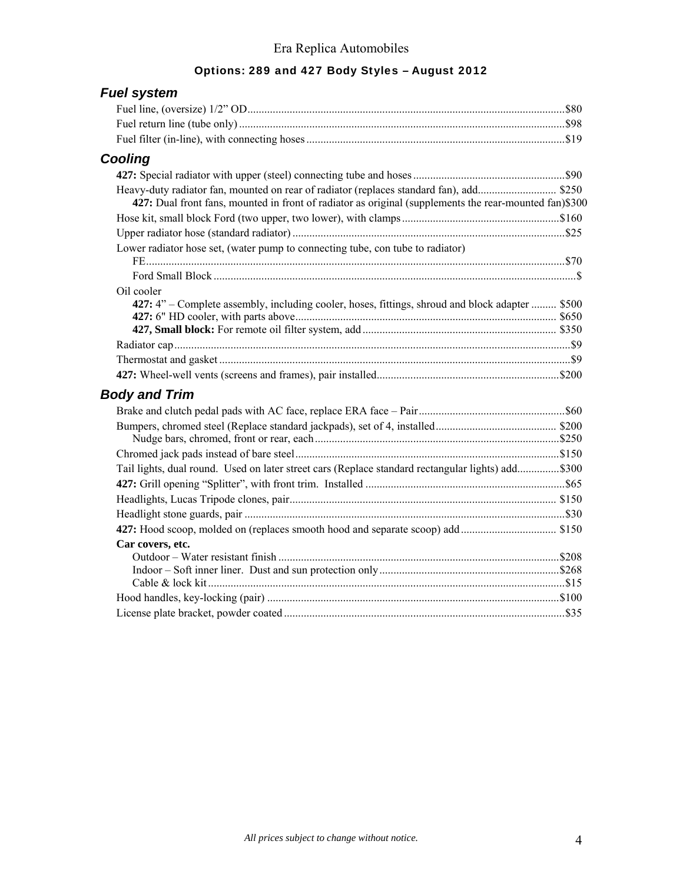Era Replica Automobiles

**Options: 289 and 427 Body Styles – August 2012**

## *Fuel system*

Fuel line, (oversize) 1/2" OD ................ $80
Fuel return line (tube only) ................ $98
Fuel filter (in-line), with connecting hoses ................ $19

## *Cooling*

**427:** Special radiator with upper (steel) connecting tube and hoses ................ $90

Heavy-duty radiator fan, mounted on rear of radiator (replaces standard fan), add ................ $250
  **427:** Dual front fans, mounted in front of radiator as original (supplements the rear-mounted fan) $300

Hose kit, small block Ford (two upper, two lower), with clamps ................ $160

Upper radiator hose (standard radiator) ................ $25

Lower radiator hose set, (water pump to connecting tube, con tube to radiator)
  FE ................ $70
  Ford Small Block ................ $

Oil cooler
  **427:** 4" – Complete assembly, including cooler, hoses, fittings, shroud and block adapter ................ $500
  **427:** 6" HD cooler, with parts above ................ $650
  **427, Small block:** For remote oil filter system, add ................ $350

Radiator cap ................ $9

Thermostat and gasket ................ $9

**427:** Wheel-well vents (screens and frames), pair installed ................ $200

## *Body and Trim*

Brake and clutch pedal pads with AC face, replace ERA face – Pair ................ $60

Bumpers, chromed steel (Replace standard jackpads), set of 4, installed ................ $200
  Nudge bars, chromed, front or rear, each ................ $250

Chromed jack pads instead of bare steel ................ $150

Tail lights, dual round. Used on later street cars (Replace standard rectangular lights) add ................ $300

**427:** Grill opening "Splitter", with front trim. Installed ................ $65

Headlights, Lucas Tripode clones, pair ................ $150

Headlight stone guards, pair ................ $30

**427:** Hood scoop, molded on (replaces smooth hood and separate scoop) add ................ $150

**Car covers, etc.**
  Outdoor – Water resistant finish ................ $208
  Indoor – Soft inner liner. Dust and sun protection only ................ $268
  Cable & lock kit ................ $15

Hood handles, key-locking (pair) ................ $100

License plate bracket, powder coated ................ $35

*All prices subject to change without notice.*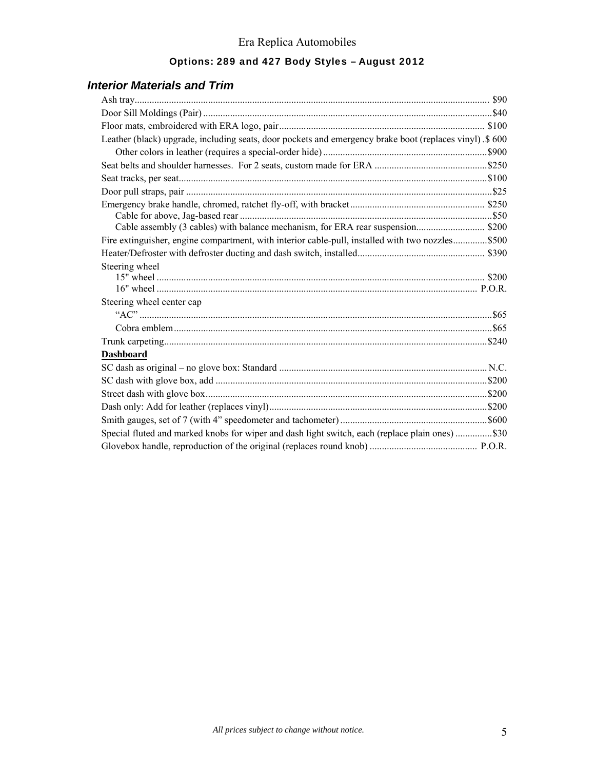Era Replica Automobiles

**Options: 289 and 427 Body Styles – August 2012**

## *Interior Materials and Trim*

| Item | Price |
|---|---|
| Ash tray | $90 |
| Door Sill Moldings (Pair) | $40 |
| Floor mats, embroidered with ERA logo, pair | $100 |
| Leather (black) upgrade, including seats, door pockets and emergency brake boot (replaces vinyl) | $ 600 |
| Other colors in leather (requires a special-order hide) | $900 |
| Seat belts and shoulder harnesses. For 2 seats, custom made for ERA | $250 |
| Seat tracks, per seat | $100 |
| Door pull straps, pair | $25 |
| Emergency brake handle, chromed, ratchet fly-off, with bracket | $250 |
| Cable for above, Jag-based rear | $50 |
| Cable assembly (3 cables) with balance mechanism, for ERA rear suspension | $200 |
| Fire extinguisher, engine compartment, with interior cable-pull, installed with two nozzles | $500 |
| Heater/Defroster with defroster ducting and dash switch, installed | $390 |
| Steering wheel | |
| 15" wheel | $200 |
| 16" wheel | P.O.R. |
| Steering wheel center cap | |
| "AC" | $65 |
| Cobra emblem | $65 |
| Trunk carpeting | $240 |

**Dashboard**

| Item | Price |
|---|---|
| SC dash as original – no glove box: Standard | N.C. |
| SC dash with glove box, add | $200 |
| Street dash with glove box | $200 |
| Dash only: Add for leather (replaces vinyl) | $200 |
| Smith gauges, set of 7 (with 4" speedometer and tachometer) | $600 |
| Special fluted and marked knobs for wiper and dash light switch, each (replace plain ones) | $30 |
| Glovebox handle, reproduction of the original (replaces round knob) | P.O.R. |

*All prices subject to change without notice.*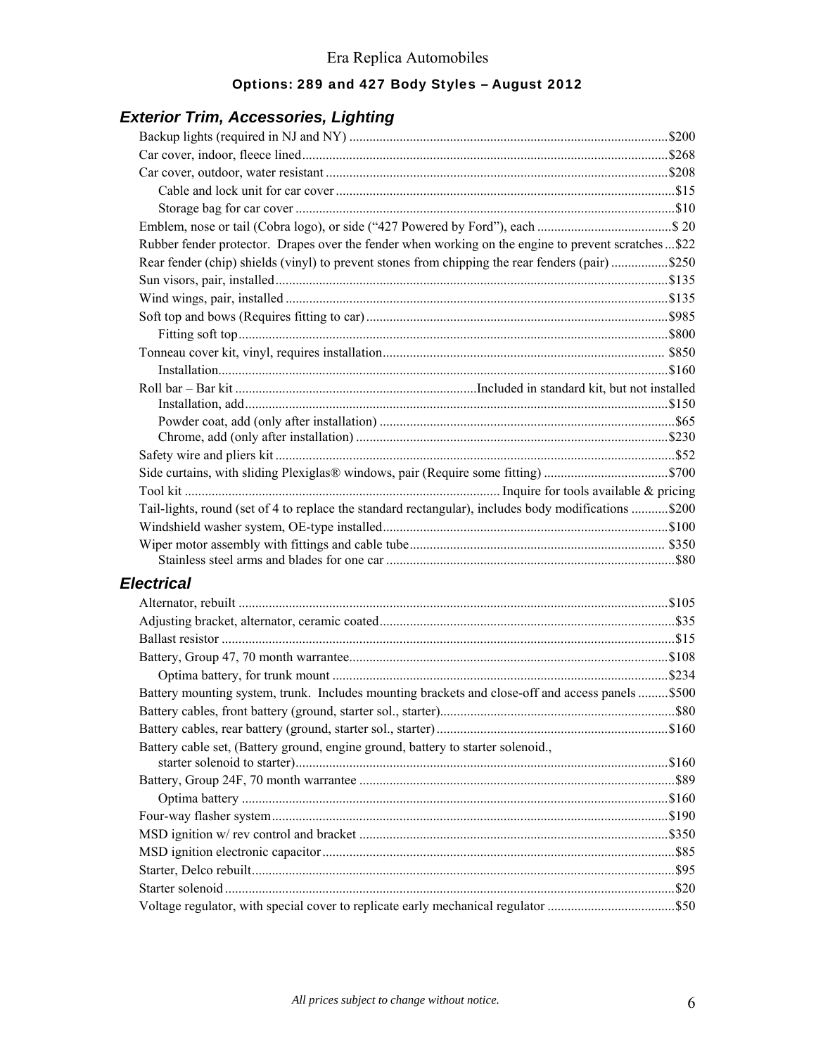Era Replica Automobiles

**Options: 289 and 427 Body Styles – August 2012**

## *Exterior Trim, Accessories, Lighting*

Backup lights (required in NJ and NY) ............................................................................................$200
Car cover, indoor, fleece lined..........................................................................................................$268
Car cover, outdoor, water resistant ...................................................................................................$208
    Cable and lock unit for car cover ..................................................................................................$15
    Storage bag for car cover ..............................................................................................................$10
Emblem, nose or tail (Cobra logo), or side (“427 Powered by Ford”), each .......................................$ 20
Rubber fender protector. Drapes over the fender when working on the engine to prevent scratches...$22
Rear fender (chip) shields (vinyl) to prevent stones from chipping the rear fenders (pair) ................$250
Sun visors, pair, installed..................................................................................................................$135
Wind wings, pair, installed ...............................................................................................................$135
Soft top and bows (Requires fitting to car).......................................................................................$985
    Fitting soft top.............................................................................................................................$800
Tonneau cover kit, vinyl, requires installation.................................................................................. $850
    Installation...................................................................................................................................$160
Roll bar – Bar kit .......................................................................Included in standard kit, but not installed
    Installation, add...........................................................................................................................$150
    Powder coat, add (only after installation) .....................................................................................$65
    Chrome, add (only after installation) ...........................................................................................$230
Safety wire and pliers kit ....................................................................................................................$52
Side curtains, with sliding Plexiglas® windows, pair (Require some fitting) ....................................$700
Tool kit ............................................................................................ Inquire for tools available & pricing
Tail-lights, round (set of 4 to replace the standard rectangular), includes body modifications ..........$200
Windshield washer system, OE-type installed...................................................................................$100
Wiper motor assembly with fittings and cable tube.......................................................................... $350
    Stainless steel arms and blades for one car ...................................................................................$80

## *Electrical*

Alternator, rebuilt .............................................................................................................................$105
Adjusting bracket, alternator, ceramic coated.....................................................................................$35
Ballast resistor ....................................................................................................................................$15
Battery, Group 47, 70 month warrantee.............................................................................................$108
    Optima battery, for trunk mount ..................................................................................................$234
Battery mounting system, trunk. Includes mounting brackets and close-off and access panels .........$500
Battery cables, front battery (ground, starter sol., starter)....................................................................$80
Battery cables, rear battery (ground, starter sol., starter)...................................................................$160
Battery cable set, (Battery ground, engine ground, battery to starter solenoid.,
    starter solenoid to starter)............................................................................................................$160
Battery, Group 24F, 70 month warrantee ............................................................................................$89
    Optima battery ............................................................................................................................$160
Four-way flasher system...................................................................................................................$190
MSD ignition w/ rev control and bracket ..........................................................................................$350
MSD ignition electronic capacitor......................................................................................................$85
Starter, Delco rebuilt...........................................................................................................................$95
Starter solenoid ...................................................................................................................................$20
Voltage regulator, with special cover to replicate early mechanical regulator .....................................$50

*All prices subject to change without notice.*